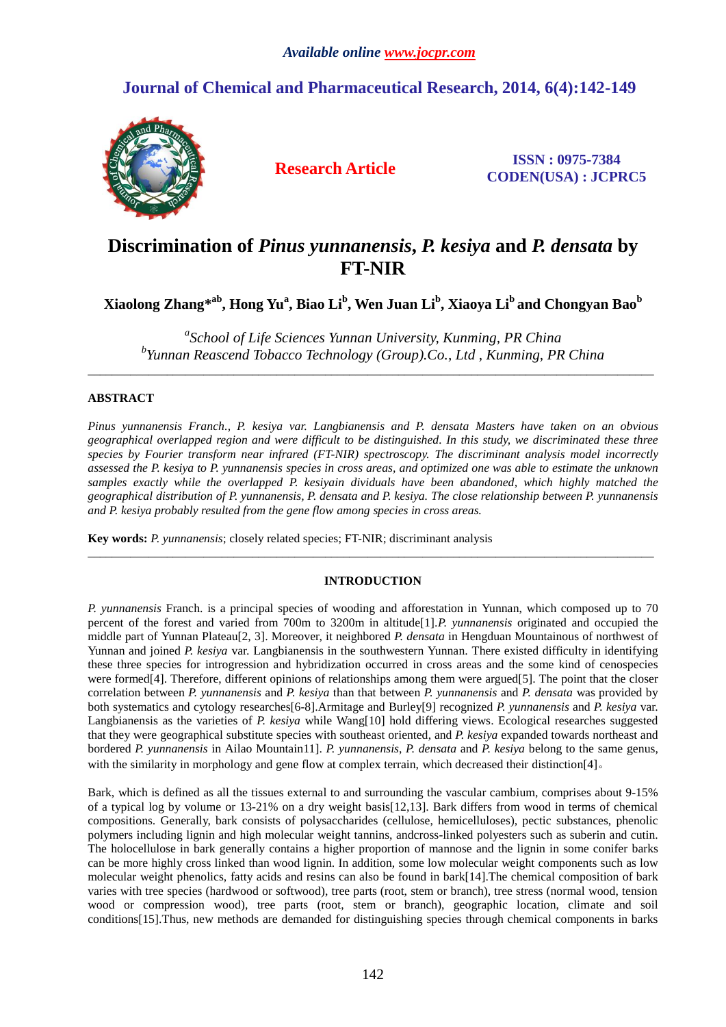# Discrimination of *Pinus yunnanensis*, *P. kesiya* and *P. densata* by FT-NIR

**Xiaolong Zhang*[ab], Hong Yu[a], Biao Li[b], Wen Juan Li[b], Xiaoya Li[b] and Chongyan Bao[b]**

[a]*School of Life Sciences Yunnan University, Kunming, PR China*
[b]*Yunnan Reascend Tobacco Technology (Group).Co., Ltd , Kunming, PR China*

---

## ABSTRACT

*Pinus yunnanensis Franch., P. kesiya var. Langbianensis and P. densata Masters have taken on an obvious geographical overlapped region and were difficult to be distinguished. In this study, we discriminated these three species by Fourier transform near infrared (FT-NIR) spectroscopy. The discriminant analysis model incorrectly assessed the P. kesiya to P. yunnanensis species in cross areas, and optimized one was able to estimate the unknown samples exactly while the overlapped P. kesiyain dividuals have been abandoned, which highly matched the geographical distribution of P. yunnanensis, P. densata and P. kesiya. The close relationship between P. yunnanensis and P. kesiya probably resulted from the gene flow among species in cross areas.*

**Key words:** *P. yunnanensis*; closely related species; FT-NIR; discriminant analysis

---

## INTRODUCTION

*P. yunnanensis* Franch. is a principal species of wooding and afforestation in Yunnan, which composed up to 70 percent of the forest and varied from 700m to 3200m in altitude[1].*P. yunnanensis* originated and occupied the middle part of Yunnan Plateau[2, 3]. Moreover, it neighbored *P. densata* in Hengduan Mountainous of northwest of Yunnan and joined *P. kesiya* var. Langbianensis in the southwestern Yunnan. There existed difficulty in identifying these three species for introgression and hybridization occurred in cross areas and the some kind of cenospecies were formed[4]. Therefore, different opinions of relationships among them were argued[5]. The point that the closer correlation between *P. yunnanensis* and *P. kesiya* than that between *P. yunnanensis* and *P. densata* was provided by both systematics and cytology researches[6-8].Armitage and Burley[9] recognized *P. yunnanensis* and *P. kesiya* var. Langbianensis as the varieties of *P. kesiya* while Wang[10] hold differing views. Ecological researches suggested that they were geographical substitute species with southeast oriented, and *P. kesiya* expanded towards northeast and bordered *P. yunnanensis* in Ailao Mountain11]. *P. yunnanensis*, *P. densata* and *P. kesiya* belong to the same genus, with the similarity in morphology and gene flow at complex terrain, which decreased their distinction[4]。

Bark, which is defined as all the tissues external to and surrounding the vascular cambium, comprises about 9-15% of a typical log by volume or 13-21% on a dry weight basis[12,13]. Bark differs from wood in terms of chemical compositions. Generally, bark consists of polysaccharides (cellulose, hemicelluloses), pectic substances, phenolic polymers including lignin and high molecular weight tannins, andcross-linked polyesters such as suberin and cutin. The holocellulose in bark generally contains a higher proportion of mannose and the lignin in some conifer barks can be more highly cross linked than wood lignin. In addition, some low molecular weight components such as low molecular weight phenolics, fatty acids and resins can also be found in bark[14].The chemical composition of bark varies with tree species (hardwood or softwood), tree parts (root, stem or branch), tree stress (normal wood, tension wood or compression wood), tree parts (root, stem or branch), geographic location, climate and soil conditions[15].Thus, new methods are demanded for distinguishing species through chemical components in barks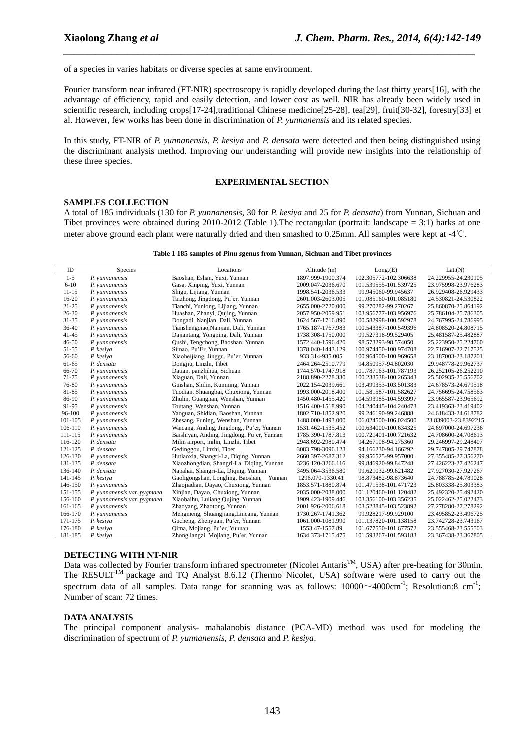of a species in varies habitats or diverse species at same environment.

Fourier transform near infrared (FT-NIR) spectroscopy is rapidly developed during the last thirty years[16], with the advantage of efficiency, rapid and easily detection, and lower cost as well. NIR has already been widely used in scientific research, including crops[17-24],traditional Chinese medicine[25-28], tea[29], fruit[30-32], forestry[33] et al. However, few works has been done in discrimination of *P. yunnanensis* and its related species.

In this study, FT-NIR of *P. yunnanensis*, *P. kesiya* and *P. densata* were detected and then being distinguished using the discriminant analysis method. Improving our understanding will provide new insights into the relationship of these three species.

## EXPERIMENTAL SECTION

### SAMPLES COLLECTION

A total of 185 individuals (130 for *P. yunnanensis*, 30 for *P. kesiya* and 25 for *P. densata*) from Yunnan, Sichuan and Tibet provinces were obtained during 2010-2012 (Table 1).The rectangular (portrait: landscape = 3:1) barks at one meter above ground each plant were naturally dried and then smashed to 0.25mm. All samples were kept at -4℃.

**Table 1 185 samples of *Pinu s*genus from Yunnan, Sichuan and Tibet provinces**

| ID | Species | Locations | Altitude (m) | Long.(E) | Lat.(N) |
|---|---|---|---|---|---|
| 1-5 | *P. yunnanensis* | Baoshan, Eshan, Yuxi, Yunnan | 1897.999-1900.374 | 102.305772-102.306638 | 24.229955-24.230105 |
| 6-10 | *P. yunnanensis* | Gasa, Xinping, Yuxi, Yunnan | 2009.047-2036.670 | 101.539555-101.539725 | 23.975998-23.976283 |
| 11-15 | *P. yunnanensis* | Shigu, Lijiang, Yunnan | 1998.541-2036.533 | 99.945060-99.945637 | 26.929408-26.929433 |
| 16-20 | *P. yunnanensis* | Taizhong, Jingdong, Pu'er, Yunnan | 2601.003-2603.005 | 101.085160-101.085180 | 24.530821-24.530822 |
| 21-25 | *P. yunnanensis* | Tianchi, Yunlong, Lijiang, Yunnan | 2655.000-2720.000 | 99.270282-99.270267 | 25.860870-25.864192 |
| 26-30 | *P. yunnanensis* | Huashan, Zhanyi, Qujing, Yunnan | 2057.950-2059.951 | 103.956777-103.956976 | 25.786104-25.786305 |
| 31-35 | *P. yunnanensis* | Dongadi, Nanjian, Dali, Yunnan | 1624.567-1716.890 | 100.582998-100.592978 | 24.767995-24.786995 |
| 36-40 | *P. yunnanensis* | Tianshengqiao,Nanjian, Dali, Yunnan | 1765.187-1767.983 | 100.543387-100.549396 | 24.808520-24.808715 |
| 41-45 | *P. yunnanensis* | Dajiantang, Yongping, Dali, Yunnan | 1738.308-1750.000 | 99.527318-99.529405 | 25.481587-25.482887 |
| 46-50 | *P. yunnanensis* | Qushi, Tengchong, Baoshan, Yunnan | 1572.440-1596.420 | 98.573293-98.574050 | 25.223950-25.224760 |
| 51-55 | *P. kesiya* | Simao, Pu'Er, Yunnan | 1378.040-1443.129 | 100.974450-100.974708 | 22.716907-22.717525 |
| 56-60 | *P. kesiya* | Xiaoheijiang, Jinggu, Pu'er, Yunnan | 933.314-935.005 | 100.964500-100.969658 | 23.187003-23.187201 |
| 61-65 | *P. densata* | Dongjiu, Linzhi, Tibet | 2464.264-2510.779 | 94.850957-94.802030 | 29.948778-29.962737 |
| 66-70 | *P. yunnanensis* | Datian, panzhihua, Sichuan | 1744.570-1747.918 | 101.787163-101.787193 | 26.252105-26.252210 |
| 71-75 | *P. yunnanensis* | Xiaguan, Dali, Yunnan | 2188.890-2278.330 | 100.233538-100.265343 | 25.502935-25.556702 |
| 76-80 | *P. yunnanensis* | Guishan, Shilin, Kunming, Yunnan | 2022.154-2039.661 | 103.499353-103.501383 | 24.678573-24.679518 |
| 81-85 | *P. yunnanensis* | Tuodian, Shuangbai, Chuxiong, Yunnan | 1993.000-2018.400 | 101.581587-101.582627 | 24.756695-24.758563 |
| 86-90 | *P. yunnanensis* | Zhulin, Guangnan, Wenshan, Yunnan | 1450.480-1455.420 | 104.593985-104.593997 | 23.965587-23.965692 |
| 91-95 | *P. yunnanensis* | Toutang, Wenshan, Yunnan | 1516.400-1518.990 | 104.240445-104.240473 | 23.419363-23.419402 |
| 96-100 | *P. yunnanensis* | Yaoguan, Shidian, Baoshan, Yunnan | 1802.710-1852.920 | 99.246190-99.246888 | 24.618433-24.618782 |
| 101-105 | *P. yunnanensis* | Zhesang, Funing, Wenshan, Yunnan | 1488.000-1493.000 | 106.024500-106.024500 | 23.839003-23.8392215 |
| 106-110 | *P. yunnanensis* | Waicang, Anding, Jingdong,, Pu'er, Yunnan | 1531.462-1535.452 | 100.634000-100.634325 | 24.697000-24.697236 |
| 111-115 | *P. yunnanensis* | Baishiyan, Anding, Jingdong, Pu'er, Yunnan | 1785.390-1787.813 | 100.721401-100.721632 | 24.708600-24.708613 |
| 116-120 | *P. densata* | Milin airport, milin, Linzhi, Tibet | 2948.692-2980.474 | 94.267108-94.275360 | 29.246997-29.248407 |
| 121-125 | *P. densata* | Gedinggou, Linzhi, Tibet | 3083.798-3096.123 | 94.166230-94.166292 | 29.747805-29.747878 |
| 126-130 | *P. yunnanensis* | Hutiaoxia, Shangri-La, Diqing, Yunnan | 2660.397-2687.312 | 99.956525-99.957000 | 27.355485-27.356270 |
| 131-135 | *P. densata* | Xiaozhongdian, Shangri-La, Diqing, Yunnan | 3236.120-3266.116 | 99.846920-99.847248 | 27.426223-27.426247 |
| 136-140 | *P. densata* | Napahai, Shangri-La, Diqing, Yunnan | 3495.064-3536.580 | 99.621032-99.621482 | 27.927030-27.927267 |
| 141-145 | *P. kesiya* | Gaoligongshan, Longling, Baoshan, Yunnan | 1296.070-1330.41 | 98.873482-98.873640 | 24.788785-24.789028 |
| 146-150 | *P. yunnanensis* | Zhaojiadian, Dayao, Chuxiong, Yunnan | 1853.571-1880.874 | 101.471538-101.471723 | 25.803338-25.803383 |
| 151-155 | *P. yunnanensis var. pygmaea* | Xinjian, Dayao, Chuxiong, Yunnan | 2035.000-2038.000 | 101.120460-101.120482 | 25.492320-25.492420 |
| 156-160 | *P. yunnanensis var. pygmaea* | Xiaobaihu, Luliang,Qujing, Yunnan | 1909.423-1909.446 | 103.356100-103.356235 | 25.022462-25.022473 |
| 161-165 | *P. yunnanensis* | Zhaoyang, Zhaotong, Yunnan | 2001.926-2006.618 | 103.523845-103.523892 | 27.278280-27.278292 |
| 166-170 | *P. yunnanensis* | Mengmeng, Shuangjiang,Lincang, Yunnan | 1730.267-1741.362 | 99.928217-99.929100 | 23.495852-23.496725 |
| 171-175 | *P. kesiya* | Gucheng, Zhenyuan, Pu'er, Yunnan | 1061.000-1081.990 | 101.137820-101.138158 | 23.742728-23.743167 |
| 176-180 | *P. kesiya* | Qima, Mojiang, Pu'er, Yunnan | 1553.47-1557.89 | 101.677550-101.677572 | 23.555468-23.555503 |
| 181-185 | *P. kesiya* | Zhongliangzi, Mojiang, Pu'er, Yunnan | 1634.373-1715.475 | 101.593267-101.593183 | 23.367438-23.367805 |

### DETECTING WITH NT-NIR

Data was collected by Fourier transform infrared spectrometer (Nicolet Antaris™, USA) after pre-heating for 30min. The RESULT™ package and TQ Analyst 8.6.12 (Thermo Nicolet, USA) software were used to carry out the spectrum data of all samples. Data range for scanning was as follows: 10000～4000cm$^{-1}$; Resolution:8 cm$^{-1}$; Number of scan: 72 times.

### DATA ANALYSIS

The principal component analysis- mahalanobis distance (PCA-MD) method was used for modeling the discrimination of spectrum of *P. yunnanensis*, *P. densata* and *P. kesiya*.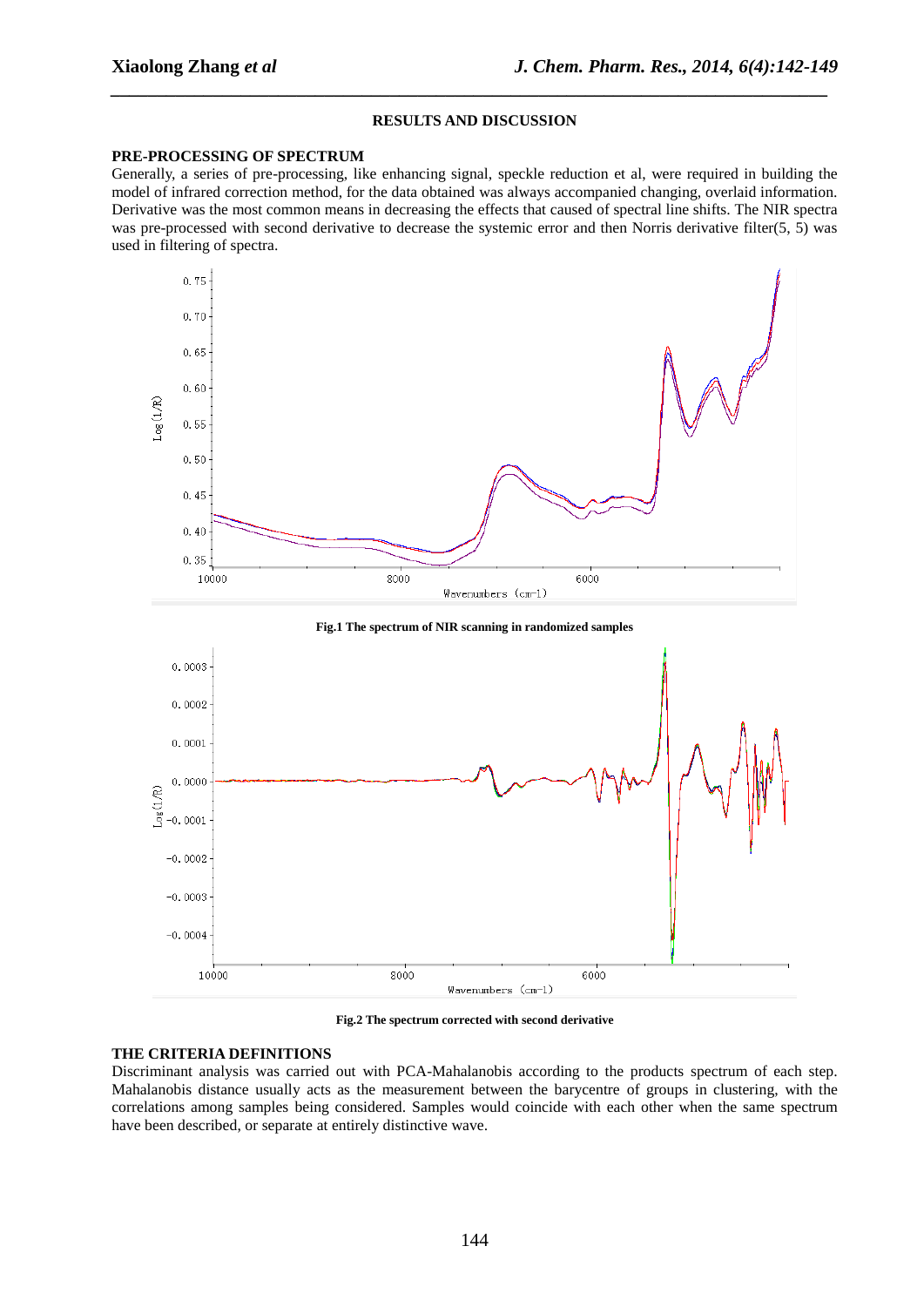## RESULTS AND DISCUSSION

### PRE-PROCESSING OF SPECTRUM

Generally, a series of pre-processing, like enhancing signal, speckle reduction et al, were required in building the model of infrared correction method, for the data obtained was always accompanied changing, overlaid information. Derivative was the most common means in decreasing the effects that caused of spectral line shifts. The NIR spectra was pre-processed with second derivative to decrease the systemic error and then Norris derivative filter(5, 5) was used in filtering of spectra.

**Fig.1 The spectrum of NIR scanning in randomized samples**

**Fig.2 The spectrum corrected with second derivative**

### THE CRITERIA DEFINITIONS

Discriminant analysis was carried out with PCA-Mahalanobis according to the products spectrum of each step. Mahalanobis distance usually acts as the measurement between the barycentre of groups in clustering, with the correlations among samples being considered. Samples would coincide with each other when the same spectrum have been described, or separate at entirely distinctive wave.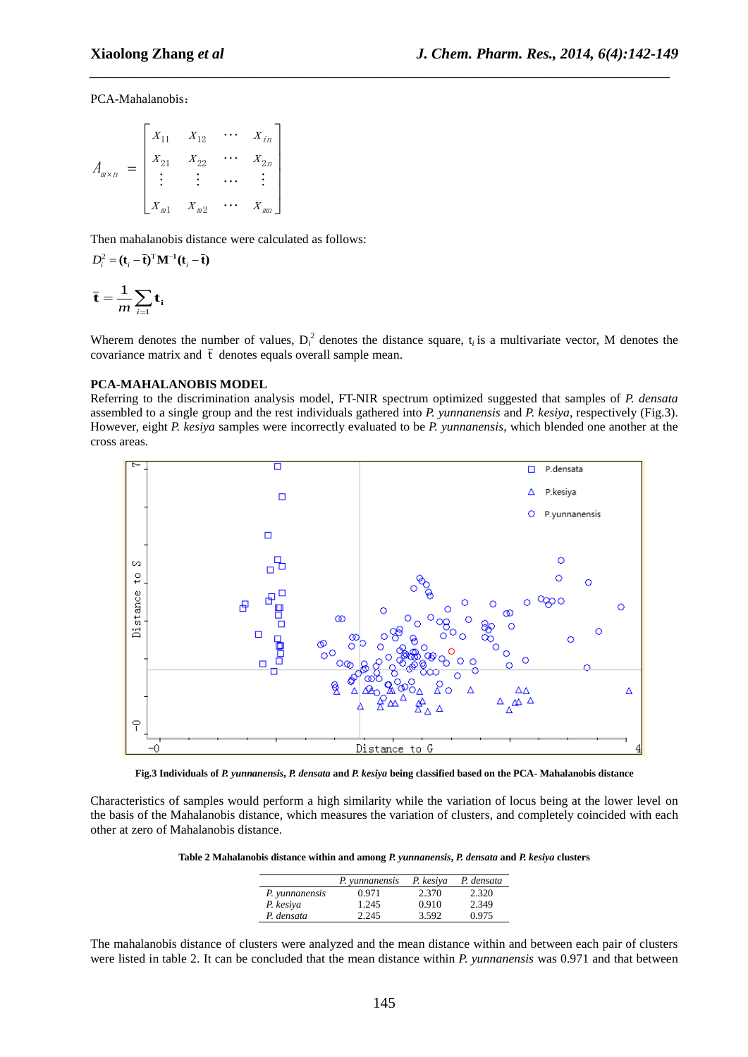PCA-Mahalanobis：

$$A_{m\times n} = \begin{bmatrix} X_{11} & X_{12} & \cdots & X_{in} \\ X_{21} & X_{22} & \cdots & X_{2n} \\ \vdots & \vdots & \cdots & \vdots \\ X_{m1} & X_{m2} & \cdots & X_{mn} \end{bmatrix}$$

Then mahalanobis distance were calculated as follows:

$$D_i^2 = (\mathbf{t}_i - \bar{\mathbf{t}})^{\mathrm{T}} \mathbf{M}^{-1} (\mathbf{t}_i - \bar{\mathbf{t}})$$

$$\bar{\mathbf{t}} = \frac{1}{m} \sum_{i=1} \mathbf{t}_i$$

Wherem denotes the number of values, $D_i^2$ denotes the distance square, $t_i$ is a multivariate vector, M denotes the covariance matrix and $\bar{t}$ denotes equals overall sample mean.

**PCA-MAHALANOBIS MODEL**

Referring to the discrimination analysis model, FT-NIR spectrum optimized suggested that samples of *P. densata* assembled to a single group and the rest individuals gathered into *P. yunnanensis* and *P. kesiya*, respectively (Fig.3). However, eight *P. kesiya* samples were incorrectly evaluated to be *P. yunnanensis*, which blended one another at the cross areas.

**Fig.3 Individuals of *P. yunnanensis*, *P. densata* and *P. kesiya* being classified based on the PCA- Mahalanobis distance**

Characteristics of samples would perform a high similarity while the variation of locus being at the lower level on the basis of the Mahalanobis distance, which measures the variation of clusters, and completely coincided with each other at zero of Mahalanobis distance.

**Table 2 Mahalanobis distance within and among *P. yunnanensis*, *P. densata* and *P. kesiya* clusters**

| | *P. yunnanensis* | *P. kesiya* | *P. densata* |
|---|---|---|---|
| *P. yunnanensis* | 0.971 | 2.370 | 2.320 |
| *P. kesiya* | 1.245 | 0.910 | 2.349 |
| *P. densata* | 2.245 | 3.592 | 0.975 |

The mahalanobis distance of clusters were analyzed and the mean distance within and between each pair of clusters were listed in table 2. It can be concluded that the mean distance within *P. yunnanensis* was 0.971 and that between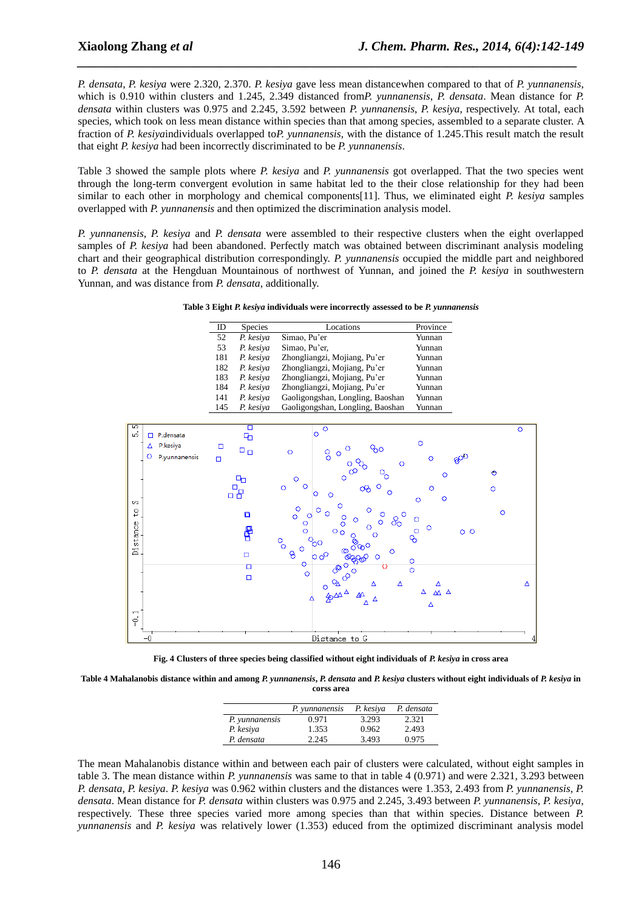*P. densata*, *P. kesiya* were 2.320, 2.370. *P. kesiya* gave less mean distancewhen compared to that of *P. yunnanensis*, which is 0.910 within clusters and 1.245, 2.349 distanced from*P. yunnanensis*, *P. densata*. Mean distance for *P. densata* within clusters was 0.975 and 2.245, 3.592 between *P. yunnanensis*, *P. kesiya*, respectively. At total, each species, which took on less mean distance within species than that among species, assembled to a separate cluster. A fraction of *P. kesiya*individuals overlapped to*P. yunnanensis*, with the distance of 1.245.This result match the result that eight *P. kesiya* had been incorrectly discriminated to be *P. yunnanensis*.

Table 3 showed the sample plots where *P. kesiya* and *P. yunnanensis* got overlapped. That the two species went through the long-term convergent evolution in same habitat led to the their close relationship for they had been similar to each other in morphology and chemical components[11]. Thus, we eliminated eight *P. kesiya* samples overlapped with *P. yunnanensis* and then optimized the discrimination analysis model.

*P. yunnanensis*, *P. kesiya* and *P. densata* were assembled to their respective clusters when the eight overlapped samples of *P. kesiya* had been abandoned. Perfectly match was obtained between discriminant analysis modeling chart and their geographical distribution correspondingly. *P. yunnanensis* occupied the middle part and neighbored to *P. densata* at the Hengduan Mountainous of northwest of Yunnan, and joined the *P. kesiya* in southwestern Yunnan, and was distance from *P. densata*, additionally.

**Table 3 Eight *P. kesiya* individuals were incorrectly assessed to be *P. yunnanensis***

| ID | Species | Locations | Province |
|---|---|---|---|
| 52 | *P. kesiya* | Simao, Pu'er | Yunnan |
| 53 | *P. kesiya* | Simao, Pu'er, | Yunnan |
| 181 | *P. kesiya* | Zhongliangzi, Mojiang, Pu'er | Yunnan |
| 182 | *P. kesiya* | Zhongliangzi, Mojiang, Pu'er | Yunnan |
| 183 | *P. kesiya* | Zhongliangzi, Mojiang, Pu'er | Yunnan |
| 184 | *P. kesiya* | Zhongliangzi, Mojiang, Pu'er | Yunnan |
| 141 | *P. kesiya* | Gaoligongshan, Longling, Baoshan | Yunnan |
| 145 | *P. kesiya* | Gaoligongshan, Longling, Baoshan | Yunnan |

**Fig. 4 Clusters of three species being classified without eight individuals of *P. kesiya* in cross area**

**Table 4 Mahalanobis distance within and among *P. yunnanensis*, *P. densata* and *P. kesiya* clusters without eight individuals of *P. kesiya* in corss area**

| | *P. yunnanensis* | *P. kesiya* | *P. densata* |
|---|---|---|---|
| *P. yunnanensis* | 0.971 | 3.293 | 2.321 |
| *P. kesiya* | 1.353 | 0.962 | 2.493 |
| *P. densata* | 2.245 | 3.493 | 0.975 |

The mean Mahalanobis distance within and between each pair of clusters were calculated, without eight samples in table 3. The mean distance within *P. yunnanensis* was same to that in table 4 (0.971) and were 2.321, 3.293 between *P. densata*, *P. kesiya*. *P. kesiya* was 0.962 within clusters and the distances were 1.353, 2.493 from *P. yunnanensis*, *P. densata*. Mean distance for *P. densata* within clusters was 0.975 and 2.245, 3.493 between *P. yunnanensis*, *P. kesiya*, respectively. These three species varied more among species than that within species. Distance between *P. yunnanensis* and *P. kesiya* was relatively lower (1.353) educed from the optimized discriminant analysis model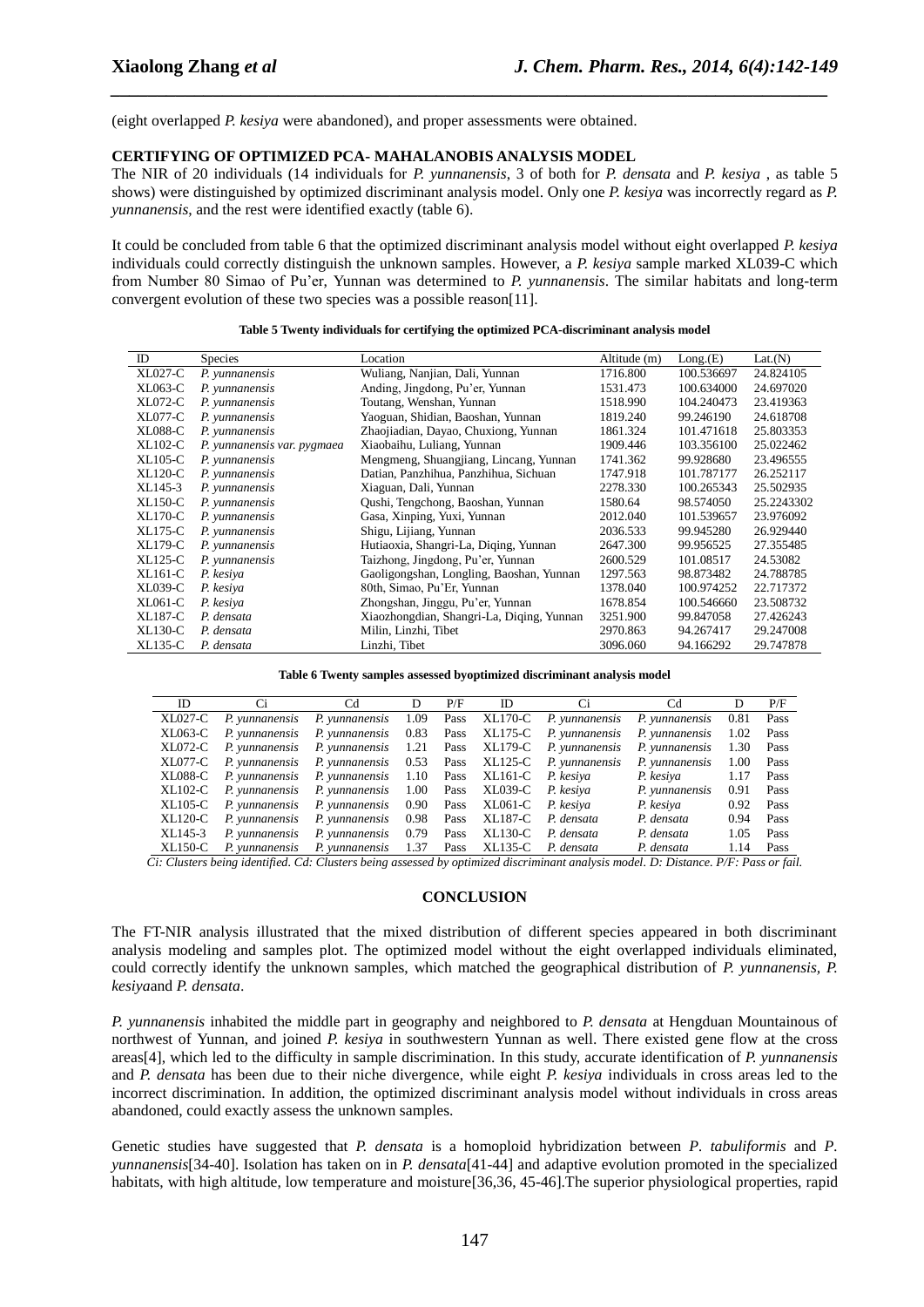(eight overlapped *P. kesiya* were abandoned), and proper assessments were obtained.

## CERTIFYING OF OPTIMIZED PCA- MAHALANOBIS ANALYSIS MODEL

The NIR of 20 individuals (14 individuals for *P. yunnanensis*, 3 of both for *P. densata* and *P. kesiya* , as table 5 shows) were distinguished by optimized discriminant analysis model. Only one *P. kesiya* was incorrectly regard as *P. yunnanensis*, and the rest were identified exactly (table 6).

It could be concluded from table 6 that the optimized discriminant analysis model without eight overlapped *P. kesiya* individuals could correctly distinguish the unknown samples. However, a *P. kesiya* sample marked XL039-C which from Number 80 Simao of Pu'er, Yunnan was determined to *P. yunnanensis*. The similar habitats and long-term convergent evolution of these two species was a possible reason[11].

**Table 5 Twenty individuals for certifying the optimized PCA-discriminant analysis model**

| ID | Species | Location | Altitude (m) | Long.(E) | Lat.(N) |
|---|---|---|---|---|---|
| XL027-C | *P. yunnanensis* | Wuliang, Nanjian, Dali, Yunnan | 1716.800 | 100.536697 | 24.824105 |
| XL063-C | *P. yunnanensis* | Anding, Jingdong, Pu'er, Yunnan | 1531.473 | 100.634000 | 24.697020 |
| XL072-C | *P. yunnanensis* | Toutang, Wenshan, Yunnan | 1518.990 | 104.240473 | 23.419363 |
| XL077-C | *P. yunnanensis* | Yaoguan, Shidian, Baoshan, Yunnan | 1819.240 | 99.246190 | 24.618708 |
| XL088-C | *P. yunnanensis* | Zhaojiadian, Dayao, Chuxiong, Yunnan | 1861.324 | 101.471618 | 25.803353 |
| XL102-C | *P. yunnanensis var. pygmaea* | Xiaobaihu, Luliang, Yunnan | 1909.446 | 103.356100 | 25.022462 |
| XL105-C | *P. yunnanensis* | Mengmeng, Shuangjiang, Lincang, Yunnan | 1741.362 | 99.928680 | 23.496555 |
| XL120-C | *P. yunnanensis* | Datian, Panzhihua, Panzhihua, Sichuan | 1747.918 | 101.787177 | 26.252117 |
| XL145-3 | *P. yunnanensis* | Xiaguan, Dali, Yunnan | 2278.330 | 100.265343 | 25.502935 |
| XL150-C | *P. yunnanensis* | Qushi, Tengchong, Baoshan, Yunnan | 1580.64 | 98.574050 | 25.2243302 |
| XL170-C | *P. yunnanensis* | Gasa, Xinping, Yuxi, Yunnan | 2012.040 | 101.539657 | 23.976092 |
| XL175-C | *P. yunnanensis* | Shigu, Lijiang, Yunnan | 2036.533 | 99.945280 | 26.929440 |
| XL179-C | *P. yunnanensis* | Hutiaoxia, Shangri-La, Diqing, Yunnan | 2647.300 | 99.956525 | 27.355485 |
| XL125-C | *P. yunnanensis* | Taizhong, Jingdong, Pu'er, Yunnan | 2600.529 | 101.08517 | 24.53082 |
| XL161-C | *P. kesiya* | Gaoligongshan, Longling, Baoshan, Yunnan | 1297.563 | 98.873482 | 24.788785 |
| XL039-C | *P. kesiya* | 80th, Simao, Pu'Er, Yunnan | 1378.040 | 100.974252 | 22.717372 |
| XL061-C | *P. kesiya* | Zhongshan, Jinggu, Pu'er, Yunnan | 1678.854 | 100.546660 | 23.508732 |
| XL187-C | *P. densata* | Xiaozhongdian, Shangri-La, Diqing, Yunnan | 3251.900 | 99.847058 | 27.426243 |
| XL130-C | *P. densata* | Milin, Linzhi, Tibet | 2970.863 | 94.267417 | 29.247008 |
| XL135-C | *P. densata* | Linzhi, Tibet | 3096.060 | 94.166292 | 29.747878 |

**Table 6 Twenty samples assessed byoptimized discriminant analysis model**

| ID | Ci | Cd | D | P/F | ID | Ci | Cd | D | P/F |
|---|---|---|---|---|---|---|---|---|---|
| XL027-C | *P. yunnanensis* | *P. yunnanensis* | 1.09 | Pass | XL170-C | *P. yunnanensis* | *P. yunnanensis* | 0.81 | Pass |
| XL063-C | *P. yunnanensis* | *P. yunnanensis* | 0.83 | Pass | XL175-C | *P. yunnanensis* | *P. yunnanensis* | 1.02 | Pass |
| XL072-C | *P. yunnanensis* | *P. yunnanensis* | 1.21 | Pass | XL179-C | *P. yunnanensis* | *P. yunnanensis* | 1.30 | Pass |
| XL077-C | *P. yunnanensis* | *P. yunnanensis* | 0.53 | Pass | XL125-C | *P. yunnanensis* | *P. yunnanensis* | 1.00 | Pass |
| XL088-C | *P. yunnanensis* | *P. yunnanensis* | 1.10 | Pass | XL161-C | *P. kesiya* | *P. kesiya* | 1.17 | Pass |
| XL102-C | *P. yunnanensis* | *P. yunnanensis* | 1.00 | Pass | XL039-C | *P. kesiya* | *P. yunnanensis* | 0.91 | Pass |
| XL105-C | *P. yunnanensis* | *P. yunnanensis* | 0.90 | Pass | XL061-C | *P. kesiya* | *P. kesiya* | 0.92 | Pass |
| XL120-C | *P. yunnanensis* | *P. yunnanensis* | 0.98 | Pass | XL187-C | *P. densata* | *P. densata* | 0.94 | Pass |
| XL145-3 | *P. yunnanensis* | *P. yunnanensis* | 0.79 | Pass | XL130-C | *P. densata* | *P. densata* | 1.05 | Pass |
| XL150-C | *P. yunnanensis* | *P. yunnanensis* | 1.37 | Pass | XL135-C | *P. densata* | *P. densata* | 1.14 | Pass |

*Ci: Clusters being identified. Cd: Clusters being assessed by optimized discriminant analysis model. D: Distance. P/F: Pass or fail.*

## CONCLUSION

The FT-NIR analysis illustrated that the mixed distribution of different species appeared in both discriminant analysis modeling and samples plot. The optimized model without the eight overlapped individuals eliminated, could correctly identify the unknown samples, which matched the geographical distribution of *P. yunnanensis*, *P. kesiya*and *P. densata*.

*P. yunnanensis* inhabited the middle part in geography and neighbored to *P. densata* at Hengduan Mountainous of northwest of Yunnan, and joined *P. kesiya* in southwestern Yunnan as well. There existed gene flow at the cross areas[4], which led to the difficulty in sample discrimination. In this study, accurate identification of *P. yunnanensis* and *P. densata* has been due to their niche divergence, while eight *P. kesiya* individuals in cross areas led to the incorrect discrimination. In addition, the optimized discriminant analysis model without individuals in cross areas abandoned, could exactly assess the unknown samples.

Genetic studies have suggested that *P. densata* is a homoploid hybridization between *P. tabuliformis* and *P. yunnanensis*[34-40]. Isolation has taken on in *P. densata*[41-44] and adaptive evolution promoted in the specialized habitats, with high altitude, low temperature and moisture[36,36, 45-46].The superior physiological properties, rapid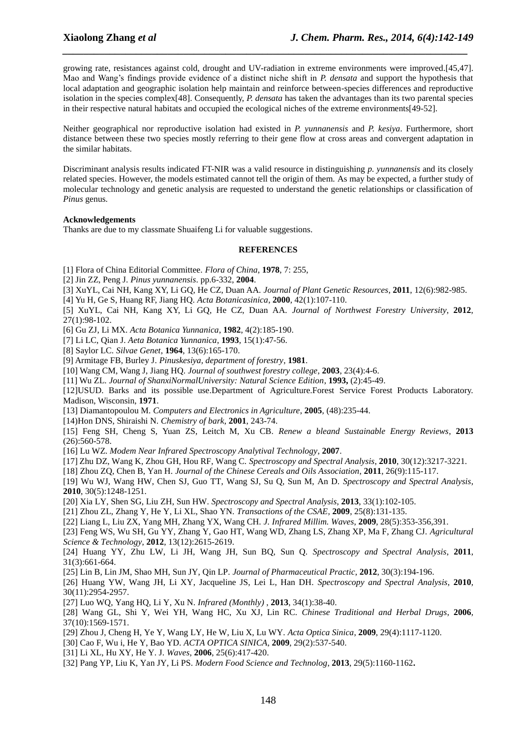growing rate, resistances against cold, drought and UV-radiation in extreme environments were improved.[45,47]. Mao and Wang's findings provide evidence of a distinct niche shift in *P. densata* and support the hypothesis that local adaptation and geographic isolation help maintain and reinforce between-species differences and reproductive isolation in the species complex[48]. Consequently, *P. densata* has taken the advantages than its two parental species in their respective natural habitats and occupied the ecological niches of the extreme environments[49-52].

Neither geographical nor reproductive isolation had existed in *P. yunnanensis* and *P. kesiya*. Furthermore, short distance between these two species mostly referring to their gene flow at cross areas and convergent adaptation in the similar habitats.

Discriminant analysis results indicated FT-NIR was a valid resource in distinguishing *p. yunnanensis* and its closely related species. However, the models estimated cannot tell the origin of them. As may be expected, a further study of molecular technology and genetic analysis are requested to understand the genetic relationships or classification of *Pinus* genus.

**Acknowledgements**

Thanks are due to my classmate Shuaifeng Li for valuable suggestions.

**REFERENCES**

[1] Flora of China Editorial Committee. *Flora of China*, **1978**, 7: 255,

[2] Jin ZZ, Peng J. *Pinus yunnanensis*. pp.6-332, **2004**.

[3] XuYL, Cai NH, Kang XY, Li GQ, He CZ, Duan AA. *Journal of Plant Genetic Resources*, **2011**, 12(6):982-985.

[4] Yu H, Ge S, Huang RF, Jiang HQ. *Acta Botanicasinica*, **2000**, 42(1):107-110.

[5] XuYL, Cai NH, Kang XY, Li GQ, He CZ, Duan AA. *Journal of Northwest Forestry University*, **2012**, 27(1):98-102.

[6] Gu ZJ, Li MX. *Acta Botanica Yunnanica*, **1982**, 4(2):185-190.

[7] Li LC, Qian J. *Aeta Botanica Yunnanica*, **1993**, 15(1):47-56.

[8] Saylor LC. *Silvae Genet*, **1964**, 13(6):165-170.

[9] Armitage FB, Burley J. *Pinuskesiya, department of forestry*, **1981**.

[10] Wang CM, Wang J, Jiang HQ. *Journal of southwest forestry college*, **2003**, 23(4):4-6.

[11] Wu ZL. *Journal of ShanxiNormalUniversity: Natural Science Edition*, **1993,** (2):45-49.

[12]USUD. Barks and its possible use.Department of Agriculture.Forest Service Forest Products Laboratory. Madison, Wisconsin, **1971**.

[13] Diamantopoulou M. *Computers and Electronics in Agriculture*, **2005**, (48):235-44.

[14)Hon DNS, Shiraishi N. *Chemistry of bark*, **2001**, 243-74.

[15] Feng SH, Cheng S, Yuan ZS, Leitch M, Xu CB. *Renew a bleand Sustainable Energy Reviews*, **2013** (26):560-578.

[16] Lu WZ. *Modem Near Infrared Spectroscopy Analytival Technology*, **2007**.

[17] Zhu DZ, Wang K, Zhou GH, Hou RF, Wang C. *Spectroscopy and Spectral Analysis*, **2010**, 30(12):3217-3221.

[18] Zhou ZQ, Chen B, Yan H. *Journal of the Chinese Cereals and Oils Association*, **2011**, 26(9):115-117.

[19] Wu WJ, Wang HW, Chen SJ, Guo TT, Wang SJ, Su Q, Sun M, An D. *Spectroscopy and Spectral Analysis*, **2010**, 30(5):1248-1251.

[20] Xia LY, Shen SG, Liu ZH, Sun HW. *Spectroscopy and Spectral Analysis*, **2013**, 33(1):102-105.

[21] Zhou ZL, Zhang Y, He Y, Li XL, Shao YN. *Transactions of the CSAE*, **2009**, 25(8):131-135.

[22] Liang L, Liu ZX, Yang MH, Zhang YX, Wang CH. *J. Infrared Millim. Waves*, **2009**, 28(5):353-356,391.

[23] Feng WS, Wu SH, Gu YY, Zhang Y, Gao HT, Wang WD, Zhang LS, Zhang XP, Ma F, Zhang CJ. *Agricultural Science & Technology*, **2012**, 13(12):2615-2619.

[24] Huang YY, Zhu LW, Li JH, Wang JH, Sun BQ, Sun Q. *Spectroscopy and Spectral Analysis*, **2011**, 31(3):661-664.

[25] Lin B, Lin JM, Shao MH, Sun JY, Qin LP. *Journal of Pharmaceutical Practic*, **2012**, 30(3):194-196.

[26] Huang YW, Wang JH, Li XY, Jacqueline JS, Lei L, Han DH. *Spectroscopy and Spectral Analysis*, **2010**, 30(11):2954-2957.

[27] Luo WQ, Yang HQ, Li Y, Xu N. *Infrared (Monthly)* , **2013**, 34(1):38-40.

[28] Wang GL, Shi Y, Wei YH, Wang HC, Xu XJ, Lin RC. *Chinese Traditional and Herbal Drugs*, **2006**, 37(10):1569-1571.

[29] Zhou J, Cheng H, Ye Y, Wang LY, He W, Liu X, Lu WY. *Acta Optica Sinica*, **2009**, 29(4):1117-1120.

[30] Cao F, Wu i, He Y, Bao YD. *ACTA OPTICA SINICA*, **2009**, 29(2):537-540.

[31] Li XL, Hu XY, He Y. J. *Waves*, **2006**, 25(6):417-420.

[32] Pang YP, Liu K, Yan JY, Li PS. *Modern Food Science and Technolog*, **2013**, 29(5):1160-1162**.**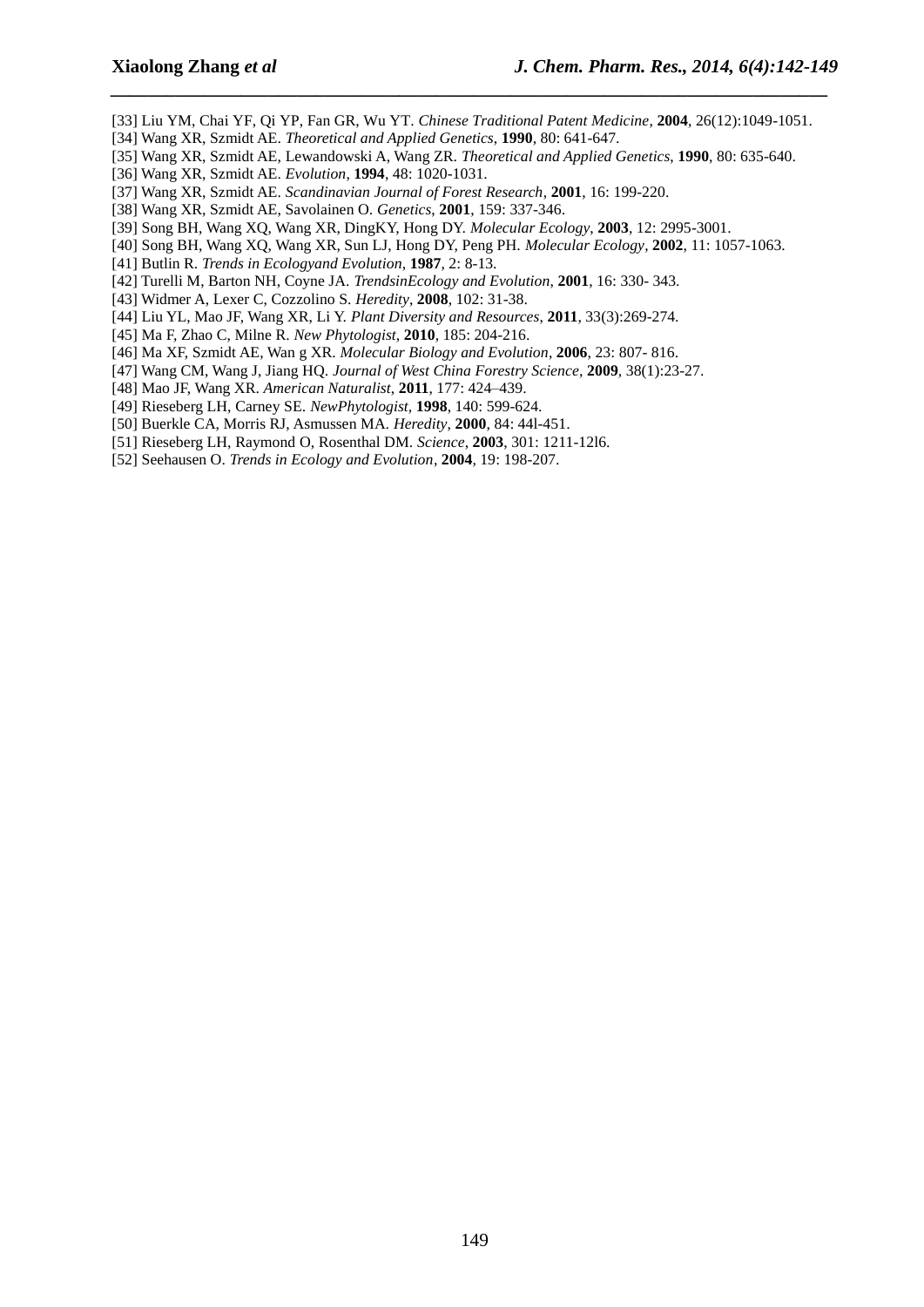[33] Liu YM, Chai YF, Qi YP, Fan GR, Wu YT. *Chinese Traditional Patent Medicine*, **2004**, 26(12):1049-1051.
[34] Wang XR, Szmidt AE. *Theoretical and Applied Genetics*, **1990**, 80: 641-647.
[35] Wang XR, Szmidt AE, Lewandowski A, Wang ZR. *Theoretical and Applied Genetics*, **1990**, 80: 635-640.
[36] Wang XR, Szmidt AE. *Evolution*, **1994**, 48: 1020-1031.
[37] Wang XR, Szmidt AE. *Scandinavian Journal of Forest Research*, **2001**, 16: 199-220.
[38] Wang XR, Szmidt AE, Savolainen O. *Genetics*, **2001**, 159: 337-346.
[39] Song BH, Wang XQ, Wang XR, DingKY, Hong DY. *Molecular Ecology*, **2003**, 12: 2995-3001.
[40] Song BH, Wang XQ, Wang XR, Sun LJ, Hong DY, Peng PH. *Molecular Ecology*, **2002**, 11: 1057-1063.
[41] Butlin R. *Trends in Ecologyand Evolution*, **1987**, 2: 8-13.
[42] Turelli M, Barton NH, Coyne JA. *TrendsinEcology and Evolution*, **2001**, 16: 330- 343.
[43] Widmer A, Lexer C, Cozzolino S. *Heredity*, **2008**, 102: 31-38.
[44] Liu YL, Mao JF, Wang XR, Li Y. *Plant Diversity and Resources*, **2011**, 33(3):269-274.
[45] Ma F, Zhao C, Milne R. *New Phytologist*, **2010**, 185: 204-216.
[46] Ma XF, Szmidt AE, Wan g XR. *Molecular Biology and Evolution*, **2006**, 23: 807- 816.
[47] Wang CM, Wang J, Jiang HQ. *Journal of West China Forestry Science*, **2009**, 38(1):23-27.
[48] Mao JF, Wang XR. *American Naturalist*, **2011**, 177: 424–439.
[49] Rieseberg LH, Carney SE. *NewPhytologist*, **1998**, 140: 599-624.
[50] Buerkle CA, Morris RJ, Asmussen MA. *Heredity*, **2000**, 84: 44l-451.
[51] Rieseberg LH, Raymond O, Rosenthal DM. *Science*, **2003**, 301: 1211-12l6.
[52] Seehausen O. *Trends in Ecology and Evolution*, **2004**, 19: 198-207.